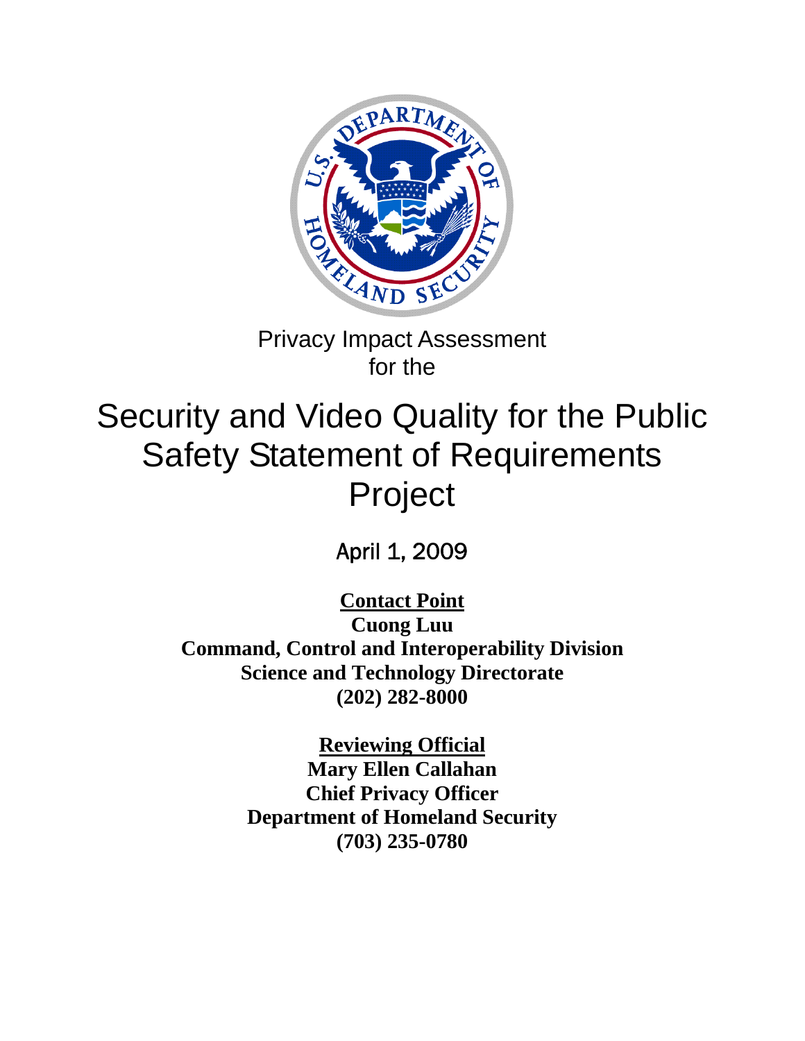Privacy Impact Assessment
for the

# Security and Video Quality for the Public Safety Statement of Requirements Project

April 1, 2009

**Contact Point**
**Cuong Luu**
**Command, Control and Interoperability Division**
**Science and Technology Directorate**
**(202) 282-8000**

**Reviewing Official**
**Mary Ellen Callahan**
**Chief Privacy Officer**
**Department of Homeland Security**
**(703) 235-0780**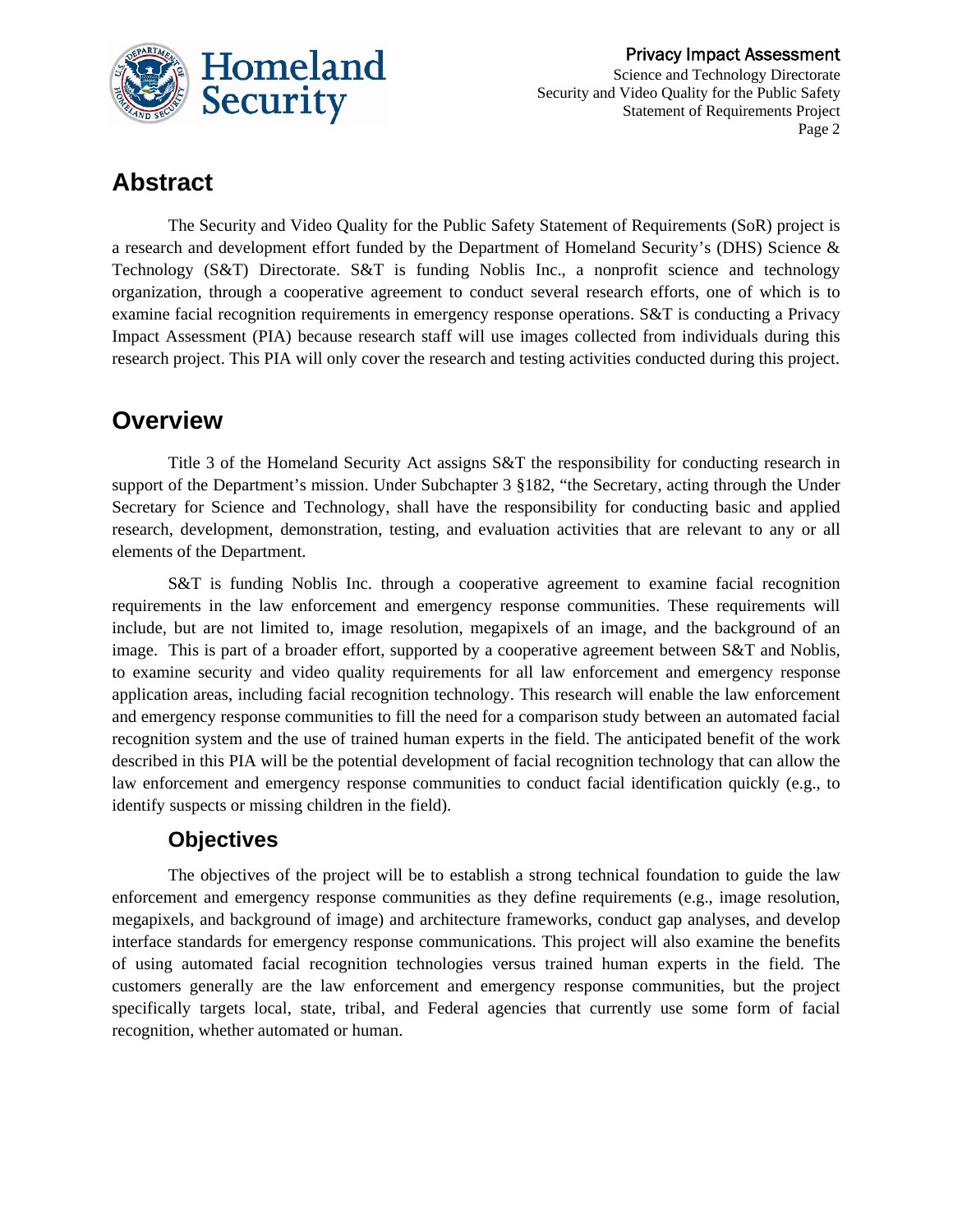# Abstract

The Security and Video Quality for the Public Safety Statement of Requirements (SoR) project is a research and development effort funded by the Department of Homeland Security's (DHS) Science & Technology (S&T) Directorate. S&T is funding Noblis Inc., a nonprofit science and technology organization, through a cooperative agreement to conduct several research efforts, one of which is to examine facial recognition requirements in emergency response operations. S&T is conducting a Privacy Impact Assessment (PIA) because research staff will use images collected from individuals during this research project. This PIA will only cover the research and testing activities conducted during this project.

# Overview

Title 3 of the Homeland Security Act assigns S&T the responsibility for conducting research in support of the Department's mission. Under Subchapter 3 §182, "the Secretary, acting through the Under Secretary for Science and Technology, shall have the responsibility for conducting basic and applied research, development, demonstration, testing, and evaluation activities that are relevant to any or all elements of the Department.

S&T is funding Noblis Inc. through a cooperative agreement to examine facial recognition requirements in the law enforcement and emergency response communities. These requirements will include, but are not limited to, image resolution, megapixels of an image, and the background of an image. This is part of a broader effort, supported by a cooperative agreement between S&T and Noblis, to examine security and video quality requirements for all law enforcement and emergency response application areas, including facial recognition technology. This research will enable the law enforcement and emergency response communities to fill the need for a comparison study between an automated facial recognition system and the use of trained human experts in the field. The anticipated benefit of the work described in this PIA will be the potential development of facial recognition technology that can allow the law enforcement and emergency response communities to conduct facial identification quickly (e.g., to identify suspects or missing children in the field).

## Objectives

The objectives of the project will be to establish a strong technical foundation to guide the law enforcement and emergency response communities as they define requirements (e.g., image resolution, megapixels, and background of image) and architecture frameworks, conduct gap analyses, and develop interface standards for emergency response communications. This project will also examine the benefits of using automated facial recognition technologies versus trained human experts in the field. The customers generally are the law enforcement and emergency response communities, but the project specifically targets local, state, tribal, and Federal agencies that currently use some form of facial recognition, whether automated or human.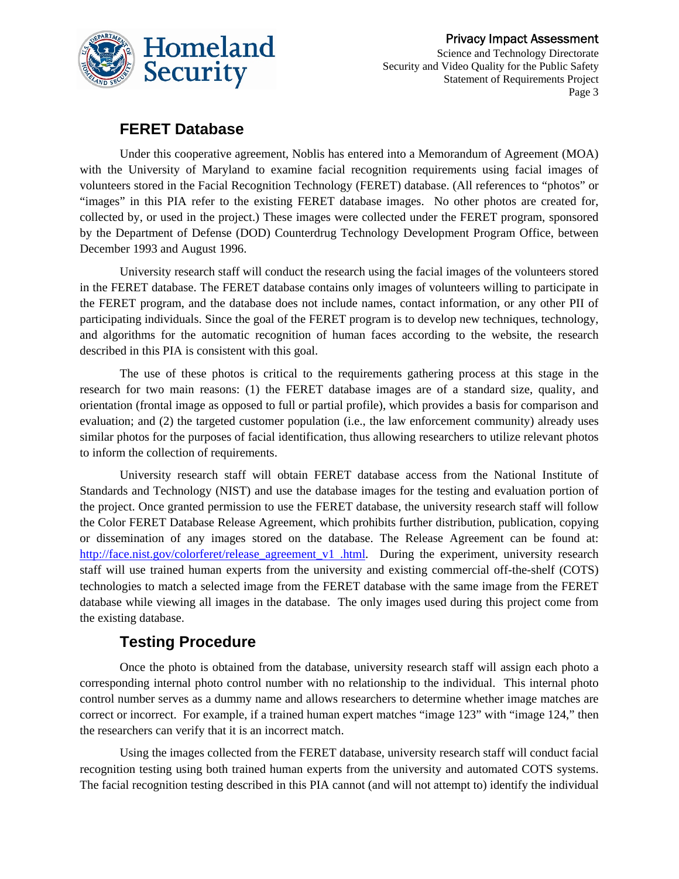## FERET Database

Under this cooperative agreement, Noblis has entered into a Memorandum of Agreement (MOA) with the University of Maryland to examine facial recognition requirements using facial images of volunteers stored in the Facial Recognition Technology (FERET) database. (All references to "photos" or "images" in this PIA refer to the existing FERET database images. No other photos are created for, collected by, or used in the project.) These images were collected under the FERET program, sponsored by the Department of Defense (DOD) Counterdrug Technology Development Program Office, between December 1993 and August 1996.

University research staff will conduct the research using the facial images of the volunteers stored in the FERET database. The FERET database contains only images of volunteers willing to participate in the FERET program, and the database does not include names, contact information, or any other PII of participating individuals. Since the goal of the FERET program is to develop new techniques, technology, and algorithms for the automatic recognition of human faces according to the website, the research described in this PIA is consistent with this goal.

The use of these photos is critical to the requirements gathering process at this stage in the research for two main reasons: (1) the FERET database images are of a standard size, quality, and orientation (frontal image as opposed to full or partial profile), which provides a basis for comparison and evaluation; and (2) the targeted customer population (i.e., the law enforcement community) already uses similar photos for the purposes of facial identification, thus allowing researchers to utilize relevant photos to inform the collection of requirements.

University research staff will obtain FERET database access from the National Institute of Standards and Technology (NIST) and use the database images for the testing and evaluation portion of the project. Once granted permission to use the FERET database, the university research staff will follow the Color FERET Database Release Agreement, which prohibits further distribution, publication, copying or dissemination of any images stored on the database. The Release Agreement can be found at: http://face.nist.gov/colorferet/release_agreement_v1 .html. During the experiment, university research staff will use trained human experts from the university and existing commercial off-the-shelf (COTS) technologies to match a selected image from the FERET database with the same image from the FERET database while viewing all images in the database. The only images used during this project come from the existing database.

## Testing Procedure

Once the photo is obtained from the database, university research staff will assign each photo a corresponding internal photo control number with no relationship to the individual. This internal photo control number serves as a dummy name and allows researchers to determine whether image matches are correct or incorrect. For example, if a trained human expert matches "image 123" with "image 124," then the researchers can verify that it is an incorrect match.

Using the images collected from the FERET database, university research staff will conduct facial recognition testing using both trained human experts from the university and automated COTS systems. The facial recognition testing described in this PIA cannot (and will not attempt to) identify the individual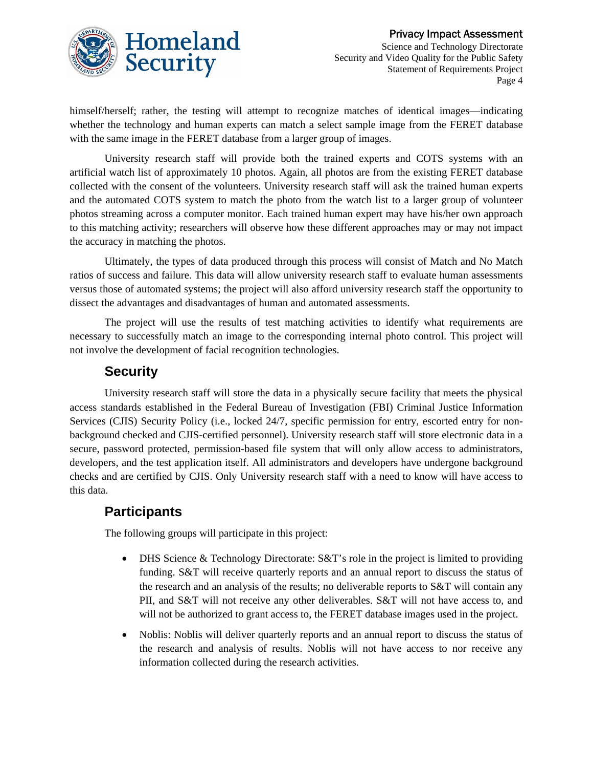himself/herself; rather, the testing will attempt to recognize matches of identical images—indicating whether the technology and human experts can match a select sample image from the FERET database with the same image in the FERET database from a larger group of images.

University research staff will provide both the trained experts and COTS systems with an artificial watch list of approximately 10 photos. Again, all photos are from the existing FERET database collected with the consent of the volunteers. University research staff will ask the trained human experts and the automated COTS system to match the photo from the watch list to a larger group of volunteer photos streaming across a computer monitor. Each trained human expert may have his/her own approach to this matching activity; researchers will observe how these different approaches may or may not impact the accuracy in matching the photos.

Ultimately, the types of data produced through this process will consist of Match and No Match ratios of success and failure. This data will allow university research staff to evaluate human assessments versus those of automated systems; the project will also afford university research staff the opportunity to dissect the advantages and disadvantages of human and automated assessments.

The project will use the results of test matching activities to identify what requirements are necessary to successfully match an image to the corresponding internal photo control. This project will not involve the development of facial recognition technologies.

## Security

University research staff will store the data in a physically secure facility that meets the physical access standards established in the Federal Bureau of Investigation (FBI) Criminal Justice Information Services (CJIS) Security Policy (i.e., locked 24/7, specific permission for entry, escorted entry for non-background checked and CJIS-certified personnel). University research staff will store electronic data in a secure, password protected, permission-based file system that will only allow access to administrators, developers, and the test application itself. All administrators and developers have undergone background checks and are certified by CJIS. Only University research staff with a need to know will have access to this data.

## Participants

The following groups will participate in this project:

- DHS Science & Technology Directorate: S&T's role in the project is limited to providing funding. S&T will receive quarterly reports and an annual report to discuss the status of the research and an analysis of the results; no deliverable reports to S&T will contain any PII, and S&T will not receive any other deliverables. S&T will not have access to, and will not be authorized to grant access to, the FERET database images used in the project.
- Noblis: Noblis will deliver quarterly reports and an annual report to discuss the status of the research and analysis of results. Noblis will not have access to nor receive any information collected during the research activities.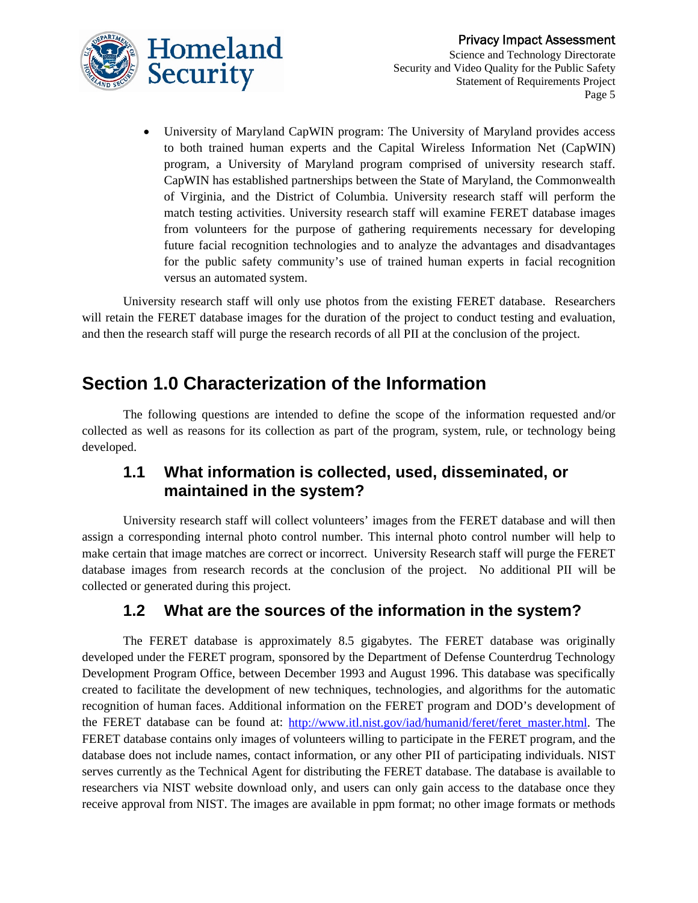- University of Maryland CapWIN program: The University of Maryland provides access to both trained human experts and the Capital Wireless Information Net (CapWIN) program, a University of Maryland program comprised of university research staff. CapWIN has established partnerships between the State of Maryland, the Commonwealth of Virginia, and the District of Columbia. University research staff will perform the match testing activities. University research staff will examine FERET database images from volunteers for the purpose of gathering requirements necessary for developing future facial recognition technologies and to analyze the advantages and disadvantages for the public safety community's use of trained human experts in facial recognition versus an automated system.

University research staff will only use photos from the existing FERET database. Researchers will retain the FERET database images for the duration of the project to conduct testing and evaluation, and then the research staff will purge the research records of all PII at the conclusion of the project.

# Section 1.0 Characterization of the Information

The following questions are intended to define the scope of the information requested and/or collected as well as reasons for its collection as part of the program, system, rule, or technology being developed.

## 1.1 What information is collected, used, disseminated, or maintained in the system?

University research staff will collect volunteers' images from the FERET database and will then assign a corresponding internal photo control number. This internal photo control number will help to make certain that image matches are correct or incorrect. University Research staff will purge the FERET database images from research records at the conclusion of the project. No additional PII will be collected or generated during this project.

## 1.2 What are the sources of the information in the system?

The FERET database is approximately 8.5 gigabytes. The FERET database was originally developed under the FERET program, sponsored by the Department of Defense Counterdrug Technology Development Program Office, between December 1993 and August 1996. This database was specifically created to facilitate the development of new techniques, technologies, and algorithms for the automatic recognition of human faces. Additional information on the FERET program and DOD's development of the FERET database can be found at: http://www.itl.nist.gov/iad/humanid/feret/feret_master.html. The FERET database contains only images of volunteers willing to participate in the FERET program, and the database does not include names, contact information, or any other PII of participating individuals. NIST serves currently as the Technical Agent for distributing the FERET database. The database is available to researchers via NIST website download only, and users can only gain access to the database once they receive approval from NIST. The images are available in ppm format; no other image formats or methods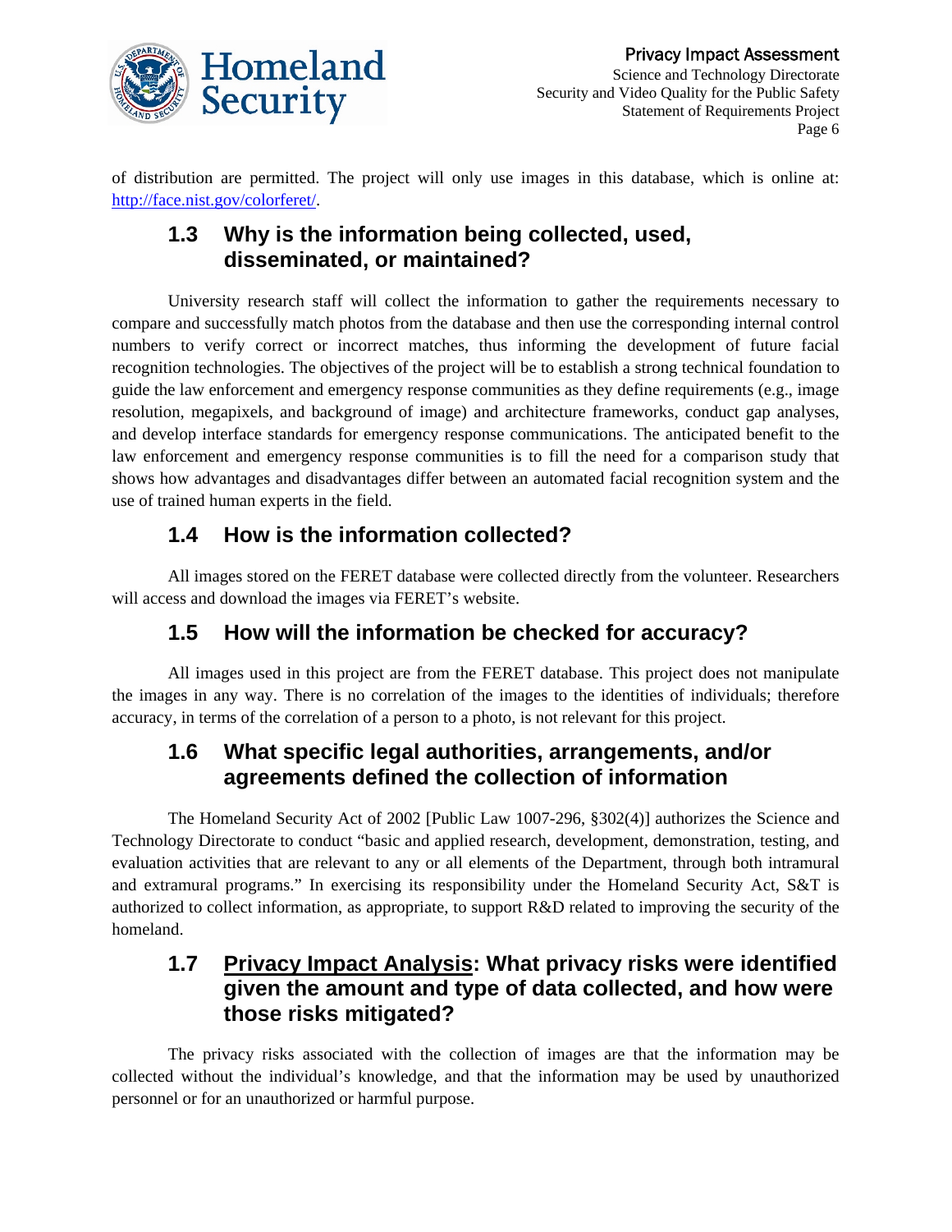of distribution are permitted. The project will only use images in this database, which is online at: [http://face.nist.gov/colorferet/](http://face.nist.gov/colorferet/).

## 1.3 Why is the information being collected, used, disseminated, or maintained?

University research staff will collect the information to gather the requirements necessary to compare and successfully match photos from the database and then use the corresponding internal control numbers to verify correct or incorrect matches, thus informing the development of future facial recognition technologies. The objectives of the project will be to establish a strong technical foundation to guide the law enforcement and emergency response communities as they define requirements (e.g., image resolution, megapixels, and background of image) and architecture frameworks, conduct gap analyses, and develop interface standards for emergency response communications. The anticipated benefit to the law enforcement and emergency response communities is to fill the need for a comparison study that shows how advantages and disadvantages differ between an automated facial recognition system and the use of trained human experts in the field.

## 1.4 How is the information collected?

All images stored on the FERET database were collected directly from the volunteer. Researchers will access and download the images via FERET's website.

## 1.5 How will the information be checked for accuracy?

All images used in this project are from the FERET database. This project does not manipulate the images in any way. There is no correlation of the images to the identities of individuals; therefore accuracy, in terms of the correlation of a person to a photo, is not relevant for this project.

## 1.6 What specific legal authorities, arrangements, and/or agreements defined the collection of information

The Homeland Security Act of 2002 [Public Law 1007-296, §302(4)] authorizes the Science and Technology Directorate to conduct "basic and applied research, development, demonstration, testing, and evaluation activities that are relevant to any or all elements of the Department, through both intramural and extramural programs." In exercising its responsibility under the Homeland Security Act, S&T is authorized to collect information, as appropriate, to support R&D related to improving the security of the homeland.

## 1.7 Privacy Impact Analysis: What privacy risks were identified given the amount and type of data collected, and how were those risks mitigated?

The privacy risks associated with the collection of images are that the information may be collected without the individual's knowledge, and that the information may be used by unauthorized personnel or for an unauthorized or harmful purpose.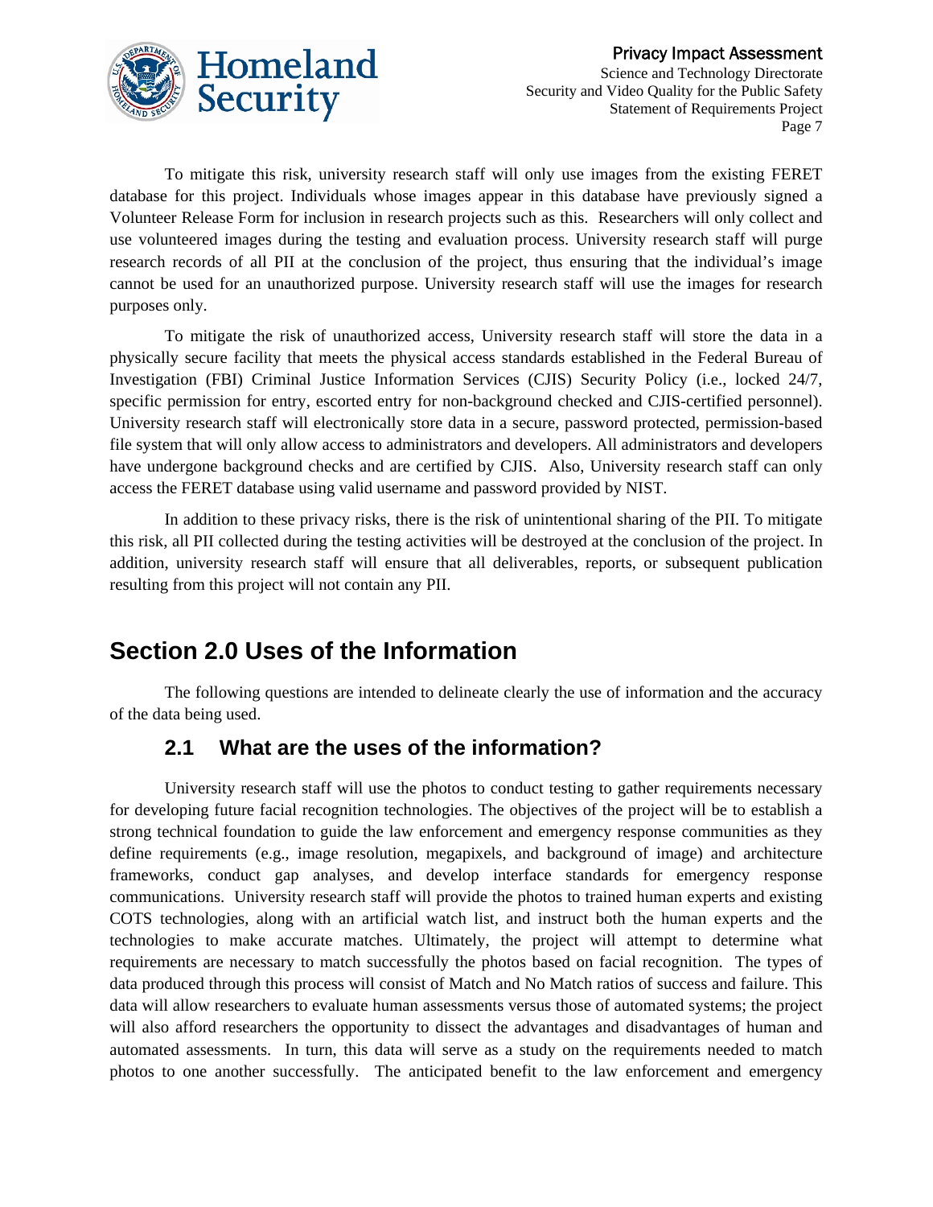To mitigate this risk, university research staff will only use images from the existing FERET database for this project. Individuals whose images appear in this database have previously signed a Volunteer Release Form for inclusion in research projects such as this. Researchers will only collect and use volunteered images during the testing and evaluation process. University research staff will purge research records of all PII at the conclusion of the project, thus ensuring that the individual's image cannot be used for an unauthorized purpose. University research staff will use the images for research purposes only.

To mitigate the risk of unauthorized access, University research staff will store the data in a physically secure facility that meets the physical access standards established in the Federal Bureau of Investigation (FBI) Criminal Justice Information Services (CJIS) Security Policy (i.e., locked 24/7, specific permission for entry, escorted entry for non-background checked and CJIS-certified personnel). University research staff will electronically store data in a secure, password protected, permission-based file system that will only allow access to administrators and developers. All administrators and developers have undergone background checks and are certified by CJIS. Also, University research staff can only access the FERET database using valid username and password provided by NIST.

In addition to these privacy risks, there is the risk of unintentional sharing of the PII. To mitigate this risk, all PII collected during the testing activities will be destroyed at the conclusion of the project. In addition, university research staff will ensure that all deliverables, reports, or subsequent publication resulting from this project will not contain any PII.

# Section 2.0 Uses of the Information

The following questions are intended to delineate clearly the use of information and the accuracy of the data being used.

## 2.1 What are the uses of the information?

University research staff will use the photos to conduct testing to gather requirements necessary for developing future facial recognition technologies. The objectives of the project will be to establish a strong technical foundation to guide the law enforcement and emergency response communities as they define requirements (e.g., image resolution, megapixels, and background of image) and architecture frameworks, conduct gap analyses, and develop interface standards for emergency response communications. University research staff will provide the photos to trained human experts and existing COTS technologies, along with an artificial watch list, and instruct both the human experts and the technologies to make accurate matches. Ultimately, the project will attempt to determine what requirements are necessary to match successfully the photos based on facial recognition. The types of data produced through this process will consist of Match and No Match ratios of success and failure. This data will allow researchers to evaluate human assessments versus those of automated systems; the project will also afford researchers the opportunity to dissect the advantages and disadvantages of human and automated assessments. In turn, this data will serve as a study on the requirements needed to match photos to one another successfully. The anticipated benefit to the law enforcement and emergency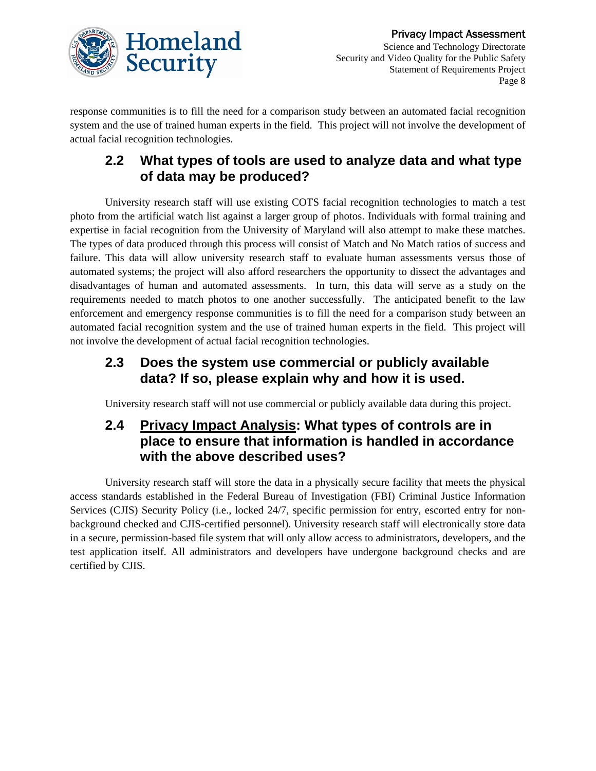response communities is to fill the need for a comparison study between an automated facial recognition system and the use of trained human experts in the field. This project will not involve the development of actual facial recognition technologies.

## 2.2 What types of tools are used to analyze data and what type of data may be produced?

University research staff will use existing COTS facial recognition technologies to match a test photo from the artificial watch list against a larger group of photos. Individuals with formal training and expertise in facial recognition from the University of Maryland will also attempt to make these matches. The types of data produced through this process will consist of Match and No Match ratios of success and failure. This data will allow university research staff to evaluate human assessments versus those of automated systems; the project will also afford researchers the opportunity to dissect the advantages and disadvantages of human and automated assessments. In turn, this data will serve as a study on the requirements needed to match photos to one another successfully. The anticipated benefit to the law enforcement and emergency response communities is to fill the need for a comparison study between an automated facial recognition system and the use of trained human experts in the field. This project will not involve the development of actual facial recognition technologies.

## 2.3 Does the system use commercial or publicly available data? If so, please explain why and how it is used.

University research staff will not use commercial or publicly available data during this project.

## 2.4 Privacy Impact Analysis: What types of controls are in place to ensure that information is handled in accordance with the above described uses?

University research staff will store the data in a physically secure facility that meets the physical access standards established in the Federal Bureau of Investigation (FBI) Criminal Justice Information Services (CJIS) Security Policy (i.e., locked 24/7, specific permission for entry, escorted entry for non-background checked and CJIS-certified personnel). University research staff will electronically store data in a secure, permission-based file system that will only allow access to administrators, developers, and the test application itself. All administrators and developers have undergone background checks and are certified by CJIS.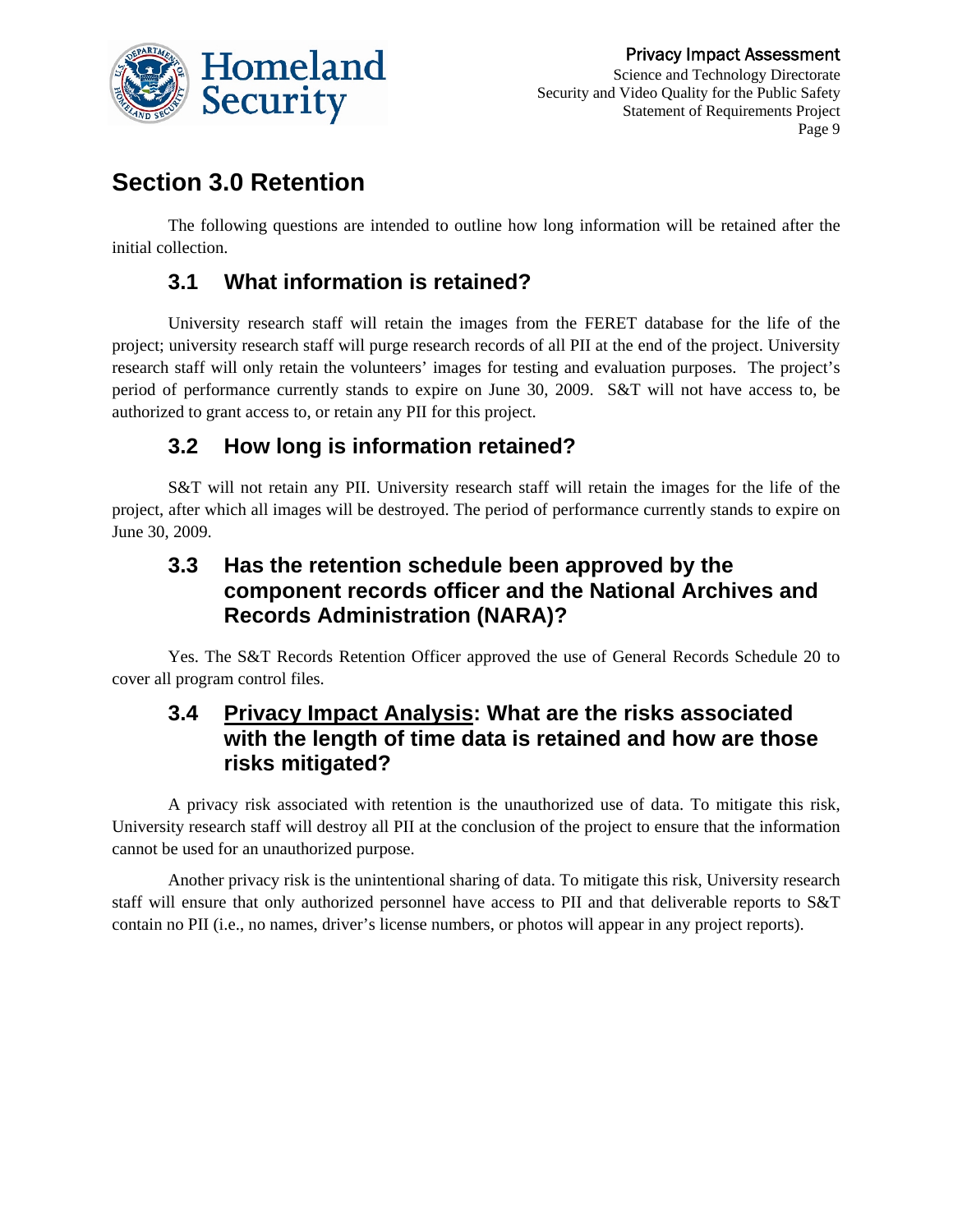## Section 3.0 Retention

The following questions are intended to outline how long information will be retained after the initial collection.

### 3.1 What information is retained?

University research staff will retain the images from the FERET database for the life of the project; university research staff will purge research records of all PII at the end of the project. University research staff will only retain the volunteers' images for testing and evaluation purposes. The project's period of performance currently stands to expire on June 30, 2009. S&T will not have access to, be authorized to grant access to, or retain any PII for this project.

### 3.2 How long is information retained?

S&T will not retain any PII. University research staff will retain the images for the life of the project, after which all images will be destroyed. The period of performance currently stands to expire on June 30, 2009.

### 3.3 Has the retention schedule been approved by the component records officer and the National Archives and Records Administration (NARA)?

Yes. The S&T Records Retention Officer approved the use of General Records Schedule 20 to cover all program control files.

### 3.4 Privacy Impact Analysis: What are the risks associated with the length of time data is retained and how are those risks mitigated?

A privacy risk associated with retention is the unauthorized use of data. To mitigate this risk, University research staff will destroy all PII at the conclusion of the project to ensure that the information cannot be used for an unauthorized purpose.

Another privacy risk is the unintentional sharing of data. To mitigate this risk, University research staff will ensure that only authorized personnel have access to PII and that deliverable reports to S&T contain no PII (i.e., no names, driver's license numbers, or photos will appear in any project reports).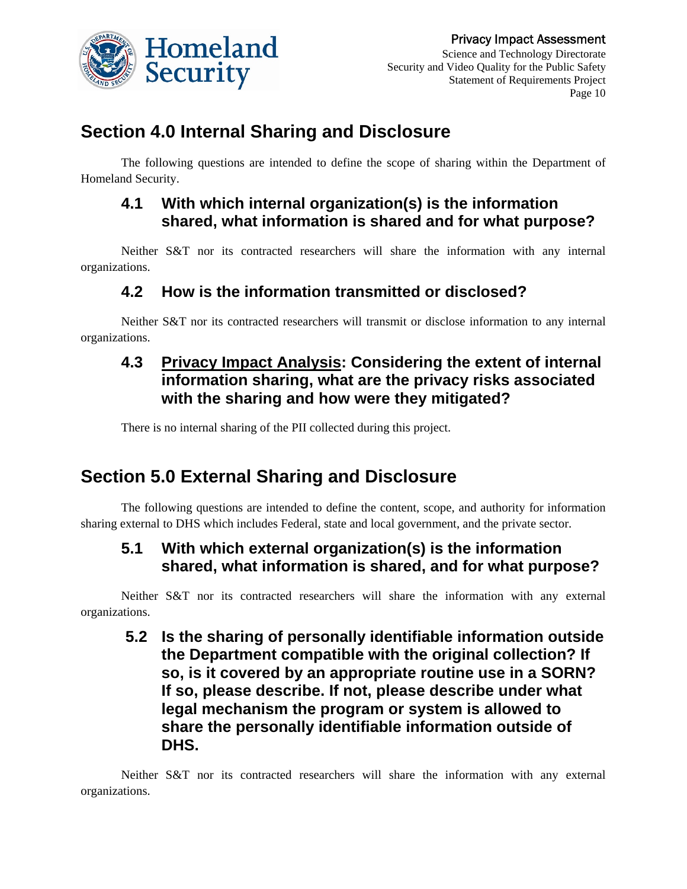## Section 4.0 Internal Sharing and Disclosure

The following questions are intended to define the scope of sharing within the Department of Homeland Security.

### 4.1 With which internal organization(s) is the information shared, what information is shared and for what purpose?

Neither S&T nor its contracted researchers will share the information with any internal organizations.

### 4.2 How is the information transmitted or disclosed?

Neither S&T nor its contracted researchers will transmit or disclose information to any internal organizations.

### 4.3 Privacy Impact Analysis: Considering the extent of internal information sharing, what are the privacy risks associated with the sharing and how were they mitigated?

There is no internal sharing of the PII collected during this project.

## Section 5.0 External Sharing and Disclosure

The following questions are intended to define the content, scope, and authority for information sharing external to DHS which includes Federal, state and local government, and the private sector.

### 5.1 With which external organization(s) is the information shared, what information is shared, and for what purpose?

Neither S&T nor its contracted researchers will share the information with any external organizations.

### 5.2 Is the sharing of personally identifiable information outside the Department compatible with the original collection? If so, is it covered by an appropriate routine use in a SORN? If so, please describe. If not, please describe under what legal mechanism the program or system is allowed to share the personally identifiable information outside of DHS.

Neither S&T nor its contracted researchers will share the information with any external organizations.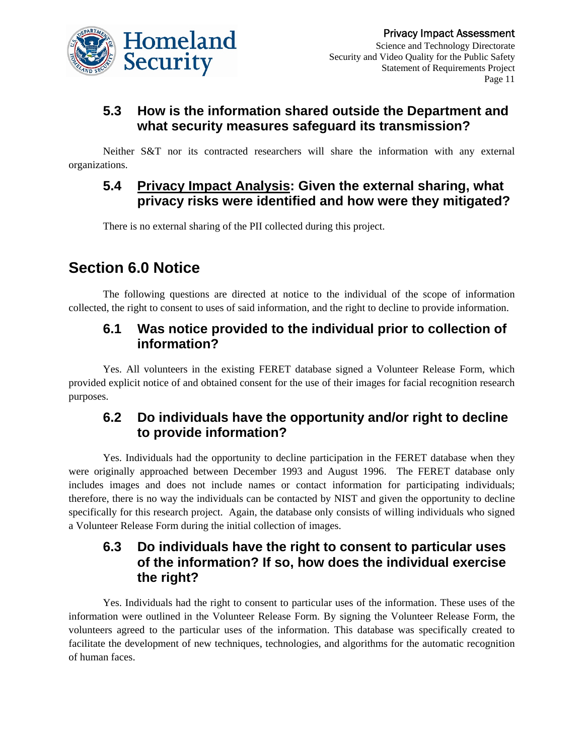### 5.3 How is the information shared outside the Department and what security measures safeguard its transmission?

Neither S&T nor its contracted researchers will share the information with any external organizations.

### 5.4 <u>Privacy Impact Analysis</u>: Given the external sharing, what privacy risks were identified and how were they mitigated?

There is no external sharing of the PII collected during this project.

## Section 6.0 Notice

The following questions are directed at notice to the individual of the scope of information collected, the right to consent to uses of said information, and the right to decline to provide information.

### 6.1 Was notice provided to the individual prior to collection of information?

Yes. All volunteers in the existing FERET database signed a Volunteer Release Form, which provided explicit notice of and obtained consent for the use of their images for facial recognition research purposes.

### 6.2 Do individuals have the opportunity and/or right to decline to provide information?

Yes. Individuals had the opportunity to decline participation in the FERET database when they were originally approached between December 1993 and August 1996. The FERET database only includes images and does not include names or contact information for participating individuals; therefore, there is no way the individuals can be contacted by NIST and given the opportunity to decline specifically for this research project. Again, the database only consists of willing individuals who signed a Volunteer Release Form during the initial collection of images.

### 6.3 Do individuals have the right to consent to particular uses of the information? If so, how does the individual exercise the right?

Yes. Individuals had the right to consent to particular uses of the information. These uses of the information were outlined in the Volunteer Release Form. By signing the Volunteer Release Form, the volunteers agreed to the particular uses of the information. This database was specifically created to facilitate the development of new techniques, technologies, and algorithms for the automatic recognition of human faces.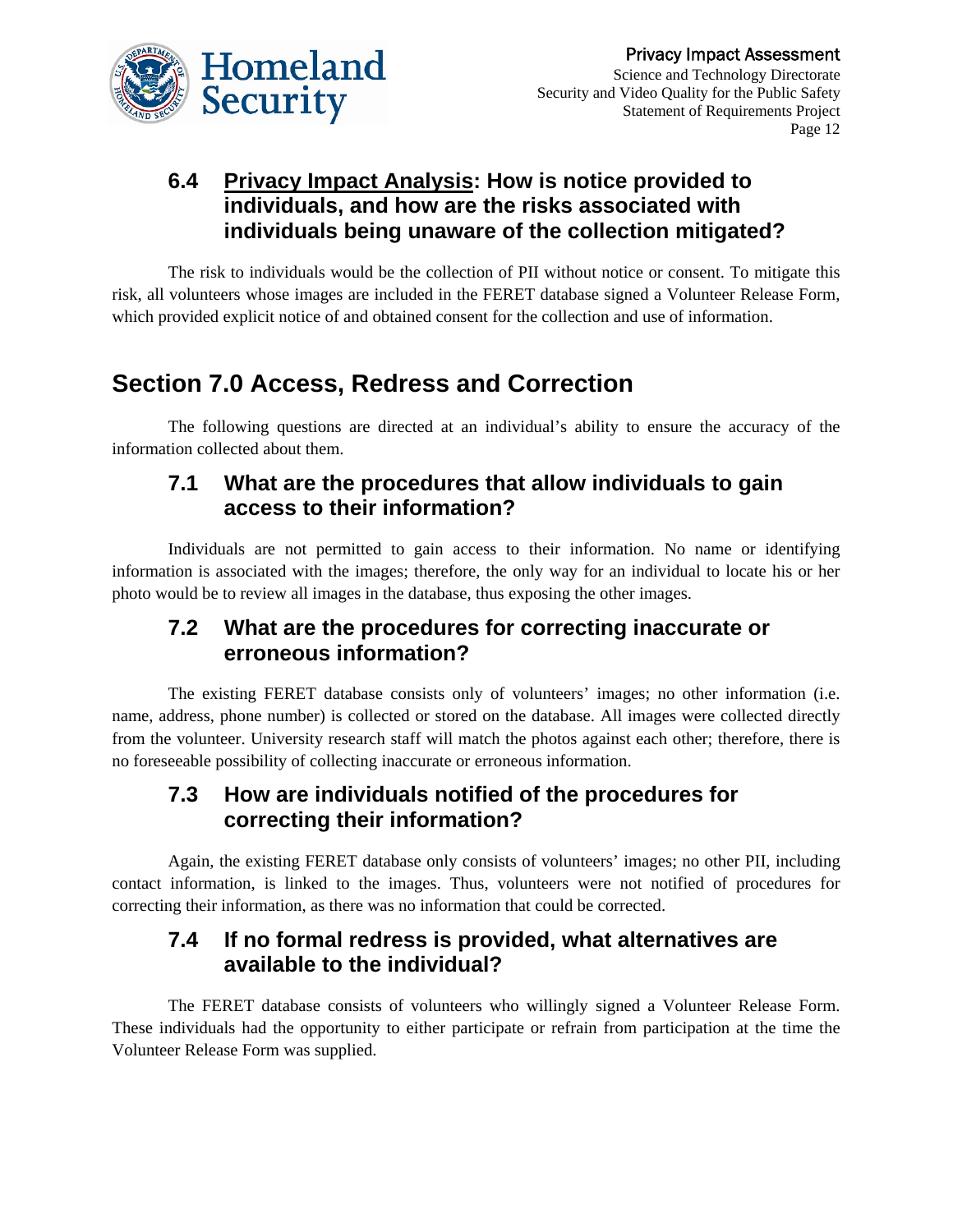### 6.4 <u>Privacy Impact Analysis</u>: How is notice provided to individuals, and how are the risks associated with individuals being unaware of the collection mitigated?

The risk to individuals would be the collection of PII without notice or consent. To mitigate this risk, all volunteers whose images are included in the FERET database signed a Volunteer Release Form, which provided explicit notice of and obtained consent for the collection and use of information.

## Section 7.0 Access, Redress and Correction

The following questions are directed at an individual's ability to ensure the accuracy of the information collected about them.

### 7.1 What are the procedures that allow individuals to gain access to their information?

Individuals are not permitted to gain access to their information. No name or identifying information is associated with the images; therefore, the only way for an individual to locate his or her photo would be to review all images in the database, thus exposing the other images.

### 7.2 What are the procedures for correcting inaccurate or erroneous information?

The existing FERET database consists only of volunteers' images; no other information (i.e. name, address, phone number) is collected or stored on the database. All images were collected directly from the volunteer. University research staff will match the photos against each other; therefore, there is no foreseeable possibility of collecting inaccurate or erroneous information.

### 7.3 How are individuals notified of the procedures for correcting their information?

Again, the existing FERET database only consists of volunteers' images; no other PII, including contact information, is linked to the images. Thus, volunteers were not notified of procedures for correcting their information, as there was no information that could be corrected.

### 7.4 If no formal redress is provided, what alternatives are available to the individual?

The FERET database consists of volunteers who willingly signed a Volunteer Release Form. These individuals had the opportunity to either participate or refrain from participation at the time the Volunteer Release Form was supplied.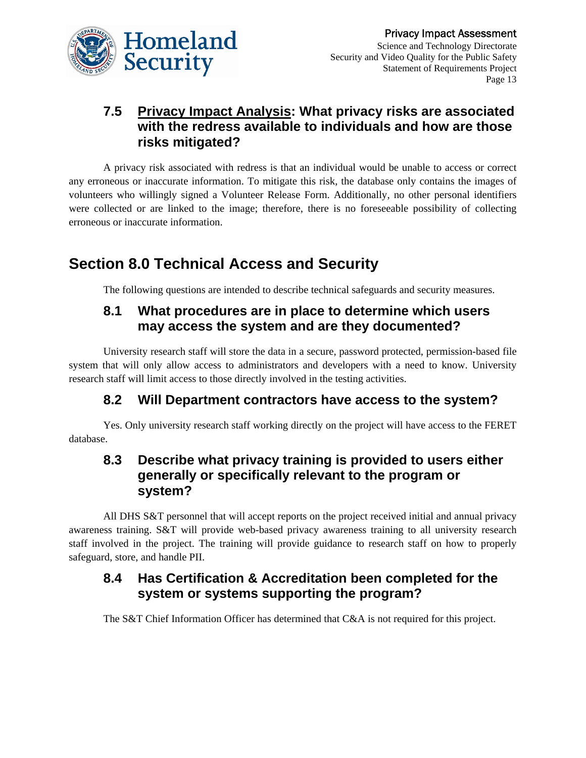### 7.5 <u>Privacy Impact Analysis</u>: What privacy risks are associated with the redress available to individuals and how are those risks mitigated?

A privacy risk associated with redress is that an individual would be unable to access or correct any erroneous or inaccurate information. To mitigate this risk, the database only contains the images of volunteers who willingly signed a Volunteer Release Form. Additionally, no other personal identifiers were collected or are linked to the image; therefore, there is no foreseeable possibility of collecting erroneous or inaccurate information.

## Section 8.0 Technical Access and Security

The following questions are intended to describe technical safeguards and security measures.

### 8.1 What procedures are in place to determine which users may access the system and are they documented?

University research staff will store the data in a secure, password protected, permission-based file system that will only allow access to administrators and developers with a need to know. University research staff will limit access to those directly involved in the testing activities.

### 8.2 Will Department contractors have access to the system?

Yes. Only university research staff working directly on the project will have access to the FERET database.

### 8.3 Describe what privacy training is provided to users either generally or specifically relevant to the program or system?

All DHS S&T personnel that will accept reports on the project received initial and annual privacy awareness training. S&T will provide web-based privacy awareness training to all university research staff involved in the project. The training will provide guidance to research staff on how to properly safeguard, store, and handle PII.

### 8.4 Has Certification & Accreditation been completed for the system or systems supporting the program?

The S&T Chief Information Officer has determined that C&A is not required for this project.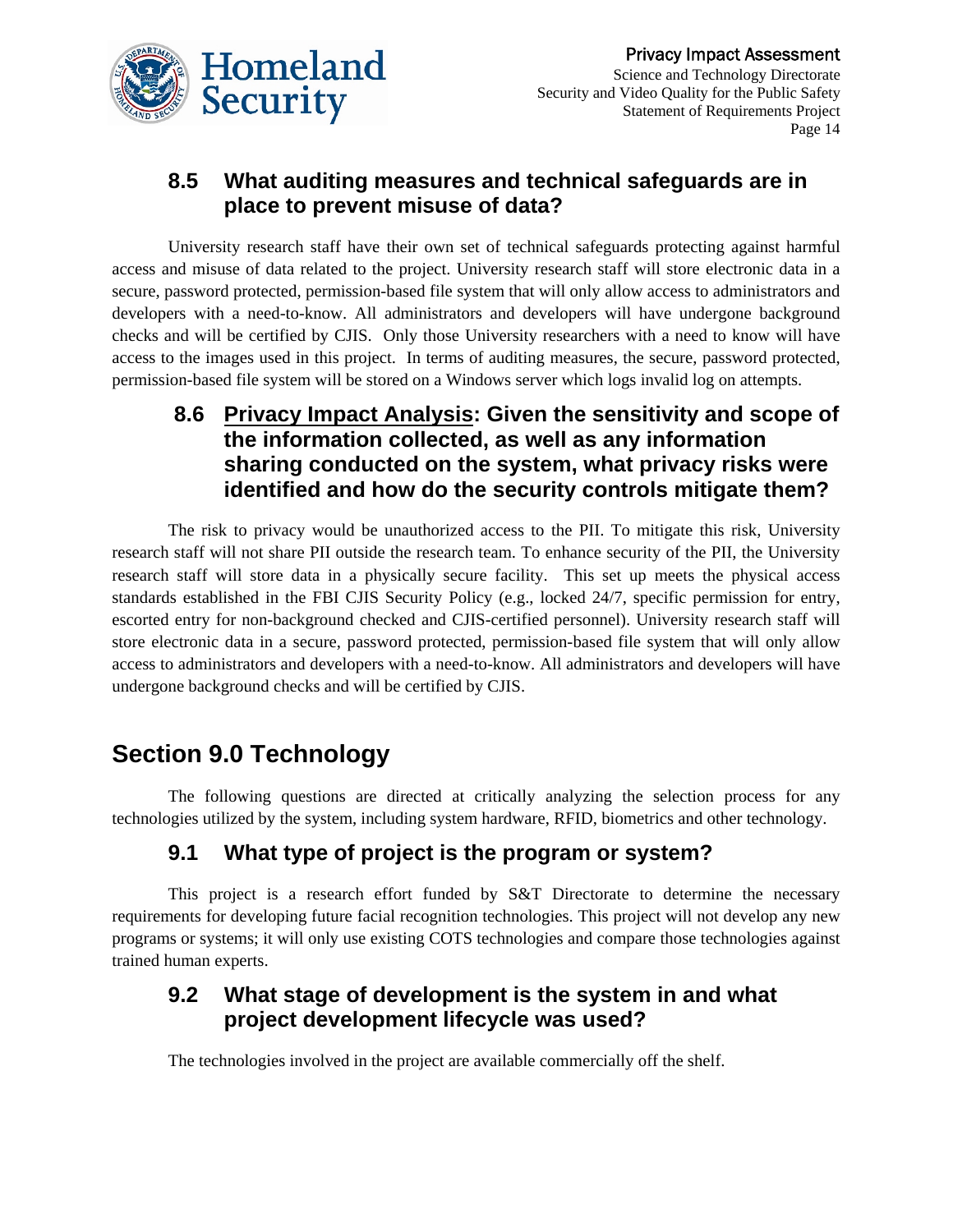### 8.5 What auditing measures and technical safeguards are in place to prevent misuse of data?

University research staff have their own set of technical safeguards protecting against harmful access and misuse of data related to the project. University research staff will store electronic data in a secure, password protected, permission-based file system that will only allow access to administrators and developers with a need-to-know. All administrators and developers will have undergone background checks and will be certified by CJIS. Only those University researchers with a need to know will have access to the images used in this project. In terms of auditing measures, the secure, password protected, permission-based file system will be stored on a Windows server which logs invalid log on attempts.

### 8.6 <u>Privacy Impact Analysis</u>: Given the sensitivity and scope of the information collected, as well as any information sharing conducted on the system, what privacy risks were identified and how do the security controls mitigate them?

The risk to privacy would be unauthorized access to the PII. To mitigate this risk, University research staff will not share PII outside the research team. To enhance security of the PII, the University research staff will store data in a physically secure facility. This set up meets the physical access standards established in the FBI CJIS Security Policy (e.g., locked 24/7, specific permission for entry, escorted entry for non-background checked and CJIS-certified personnel). University research staff will store electronic data in a secure, password protected, permission-based file system that will only allow access to administrators and developers with a need-to-know. All administrators and developers will have undergone background checks and will be certified by CJIS.

## Section 9.0 Technology

The following questions are directed at critically analyzing the selection process for any technologies utilized by the system, including system hardware, RFID, biometrics and other technology.

### 9.1 What type of project is the program or system?

This project is a research effort funded by S&T Directorate to determine the necessary requirements for developing future facial recognition technologies. This project will not develop any new programs or systems; it will only use existing COTS technologies and compare those technologies against trained human experts.

### 9.2 What stage of development is the system in and what project development lifecycle was used?

The technologies involved in the project are available commercially off the shelf.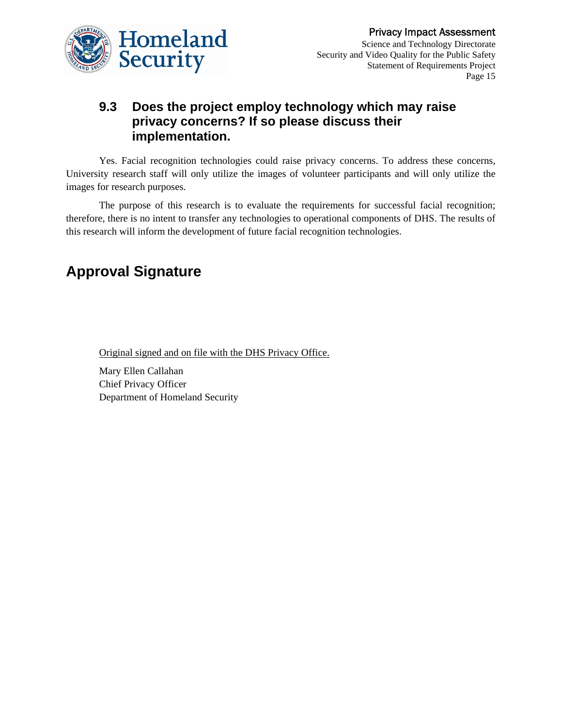### 9.3 Does the project employ technology which may raise privacy concerns? If so please discuss their implementation.

Yes. Facial recognition technologies could raise privacy concerns. To address these concerns, University research staff will only utilize the images of volunteer participants and will only utilize the images for research purposes.

The purpose of this research is to evaluate the requirements for successful facial recognition; therefore, there is no intent to transfer any technologies to operational components of DHS. The results of this research will inform the development of future facial recognition technologies.

## Approval Signature

Original signed and on file with the DHS Privacy Office.

Mary Ellen Callahan
Chief Privacy Officer
Department of Homeland Security